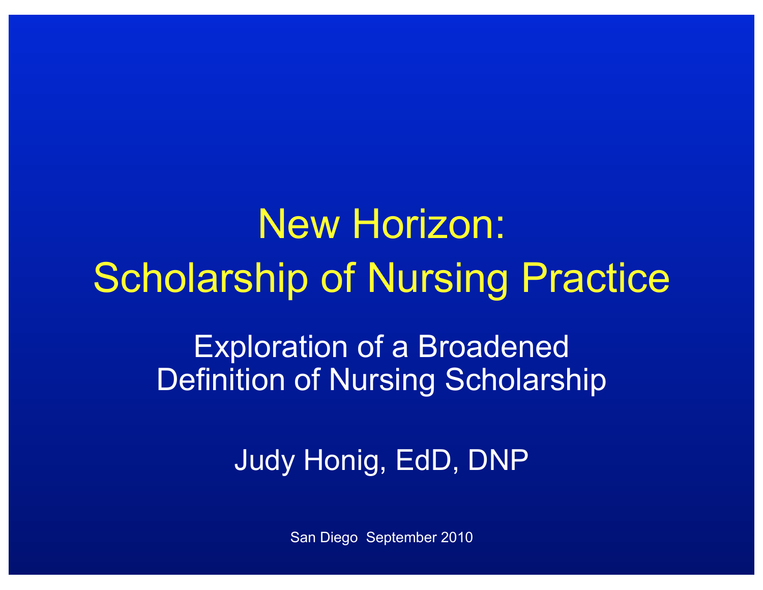# New Horizon: Scholarship of Nursing Practice

## Exploration of a Broadened Definition of Nursing Scholarship

Judy Honig, EdD, DNP

San Diego September 2010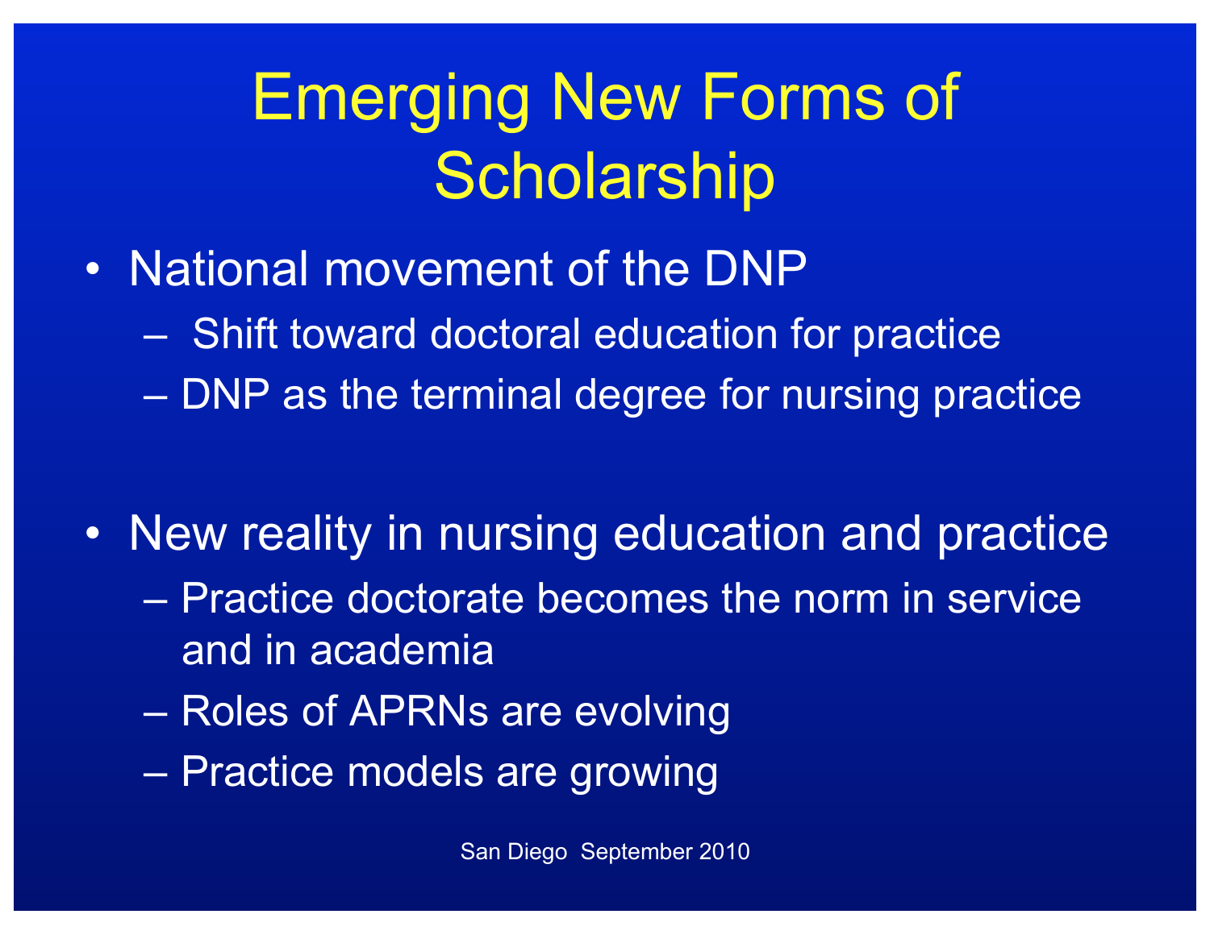# Emerging New Forms of Scholarship

- National movement of the DNP
  - Shift toward doctoral education for practice
  - DNP as the terminal degree for nursing practice

- New reality in nursing education and practice
  - Practice doctorate becomes the norm in service and in academia
  - Roles of APRNs are evolving
  - Practice models are growing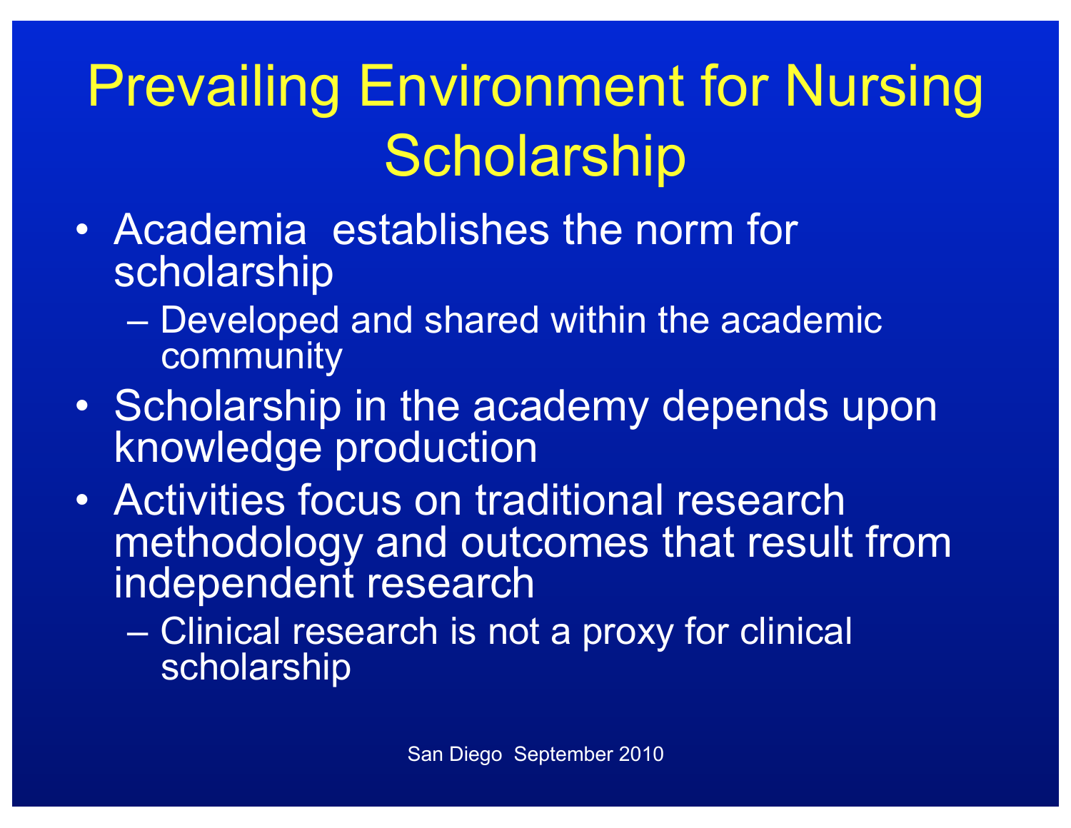# Prevailing Environment for Nursing Scholarship

- Academia establishes the norm for scholarship
  - Developed and shared within the academic community
- Scholarship in the academy depends upon knowledge production
- Activities focus on traditional research methodology and outcomes that result from independent research
  - Clinical research is not a proxy for clinical scholarship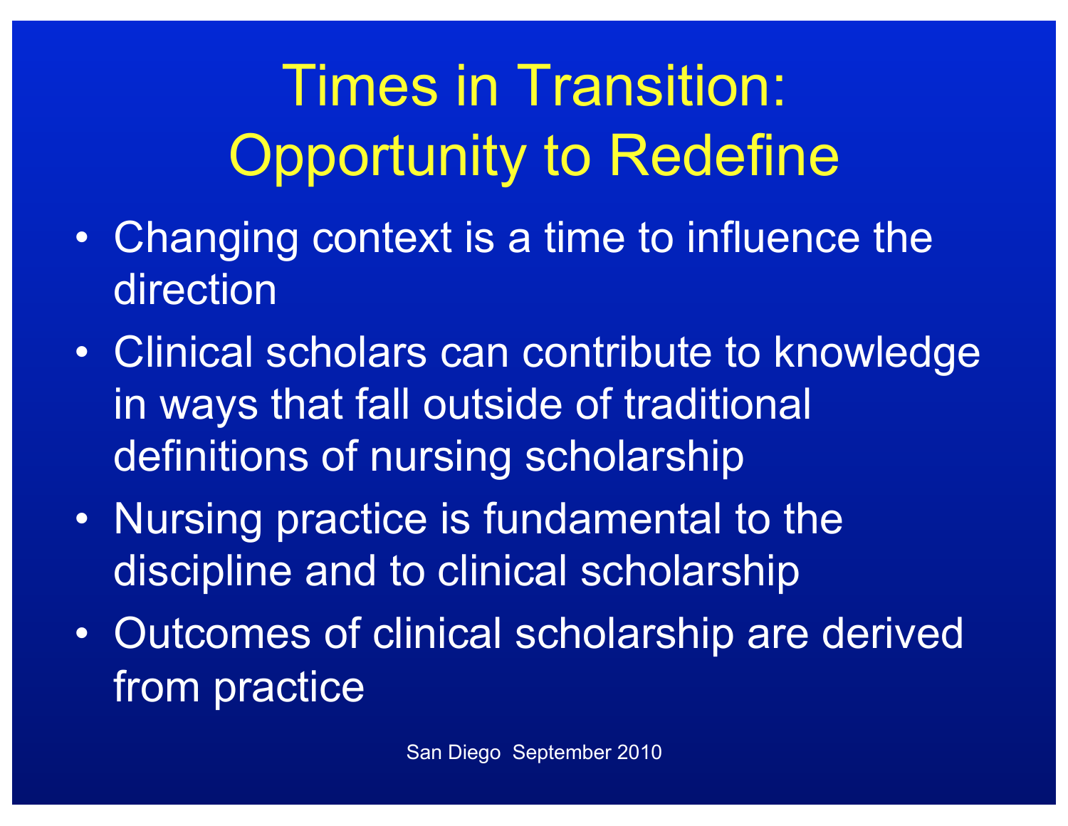# Times in Transition: Opportunity to Redefine

- Changing context is a time to influence the direction
- Clinical scholars can contribute to knowledge in ways that fall outside of traditional definitions of nursing scholarship
- Nursing practice is fundamental to the discipline and to clinical scholarship
- Outcomes of clinical scholarship are derived from practice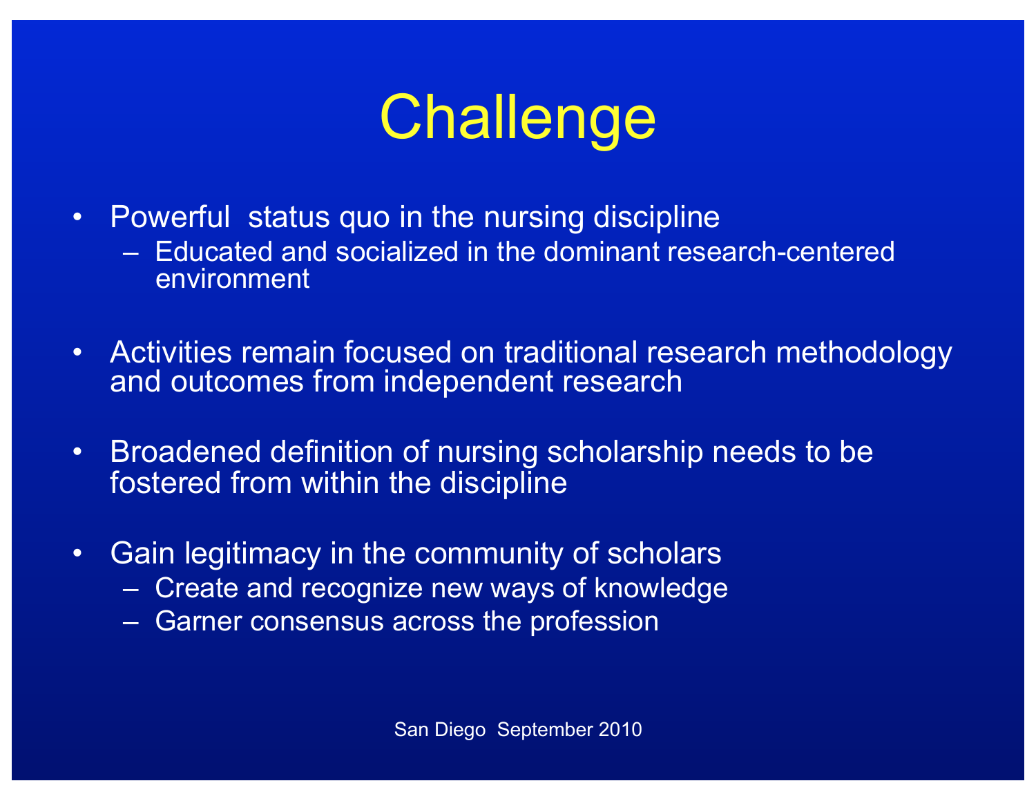# Challenge

- Powerful status quo in the nursing discipline
  - Educated and socialized in the dominant research-centered environment
- Activities remain focused on traditional research methodology and outcomes from independent research
- Broadened definition of nursing scholarship needs to be fostered from within the discipline
- Gain legitimacy in the community of scholars
  - Create and recognize new ways of knowledge
  - Garner consensus across the profession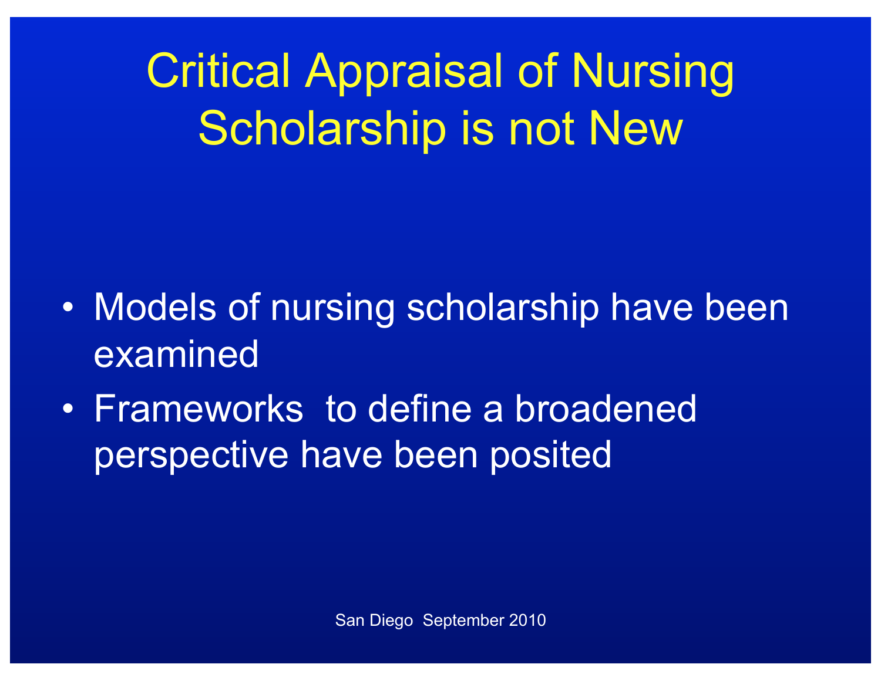# Critical Appraisal of Nursing Scholarship is not New

- Models of nursing scholarship have been examined
- Frameworks to define a broadened perspective have been posited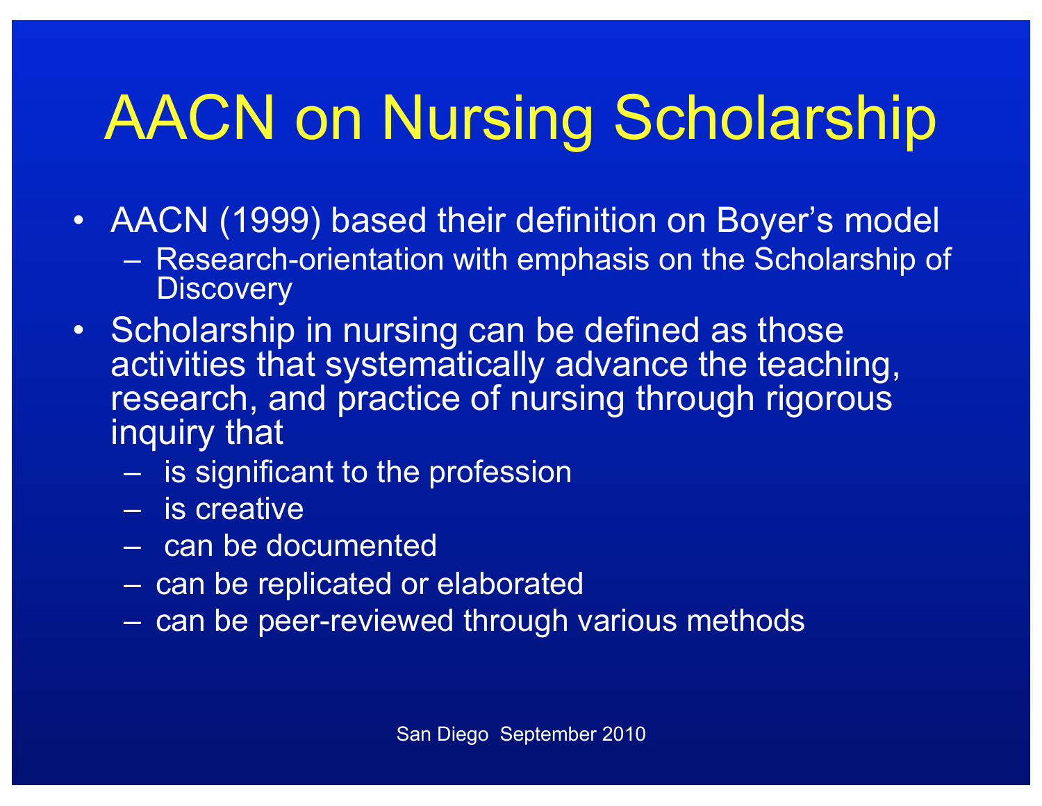# AACN on Nursing Scholarship

- AACN (1999) based their definition on Boyer's model
  - Research-orientation with emphasis on the Scholarship of Discovery
- Scholarship in nursing can be defined as those activities that systematically advance the teaching, research, and practice of nursing through rigorous inquiry that
  - is significant to the profession
  - is creative
  - can be documented
  - can be replicated or elaborated
  - can be peer-reviewed through various methods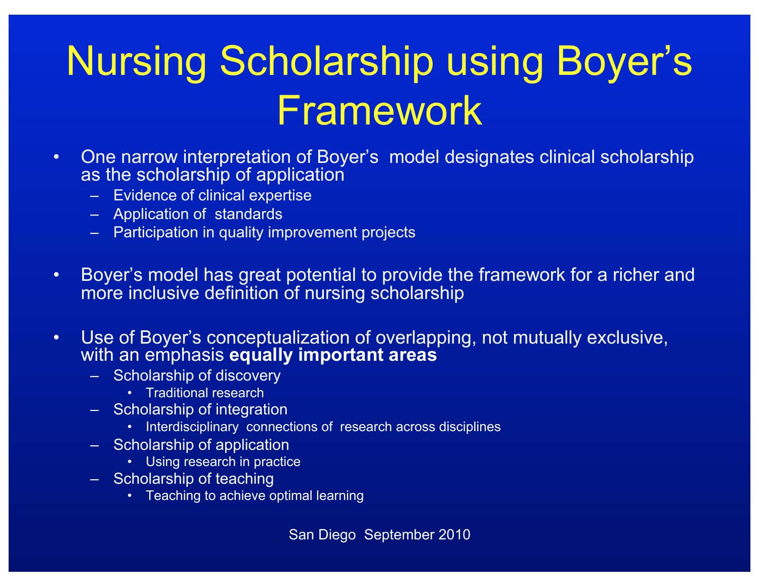# Nursing Scholarship using Boyer's Framework

- One narrow interpretation of Boyer's model designates clinical scholarship as the scholarship of application
  - Evidence of clinical expertise
  - Application of standards
  - Participation in quality improvement projects

- Boyer's model has great potential to provide the framework for a richer and more inclusive definition of nursing scholarship

- Use of Boyer's conceptualization of overlapping, not mutually exclusive, with an emphasis **equally important areas**
  - Scholarship of discovery
    - Traditional research
  - Scholarship of integration
    - Interdisciplinary connections of research across disciplines
  - Scholarship of application
    - Using research in practice
  - Scholarship of teaching
    - Teaching to achieve optimal learning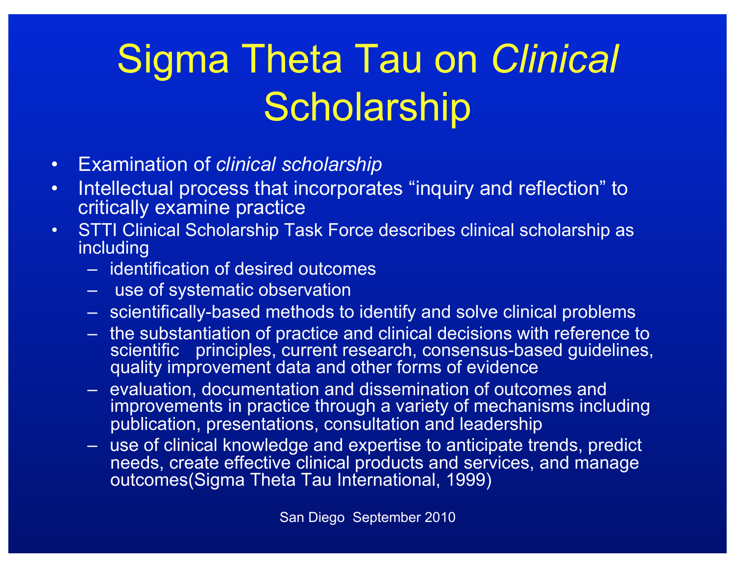# Sigma Theta Tau on *Clinical* Scholarship

- Examination of *clinical scholarship*
- Intellectual process that incorporates "inquiry and reflection" to critically examine practice
- STTI Clinical Scholarship Task Force describes clinical scholarship as including
  - identification of desired outcomes
  - use of systematic observation
  - scientifically-based methods to identify and solve clinical problems
  - the substantiation of practice and clinical decisions with reference to scientific principles, current research, consensus-based guidelines, quality improvement data and other forms of evidence
  - evaluation, documentation and dissemination of outcomes and improvements in practice through a variety of mechanisms including publication, presentations, consultation and leadership
  - use of clinical knowledge and expertise to anticipate trends, predict needs, create effective clinical products and services, and manage outcomes(Sigma Theta Tau International, 1999)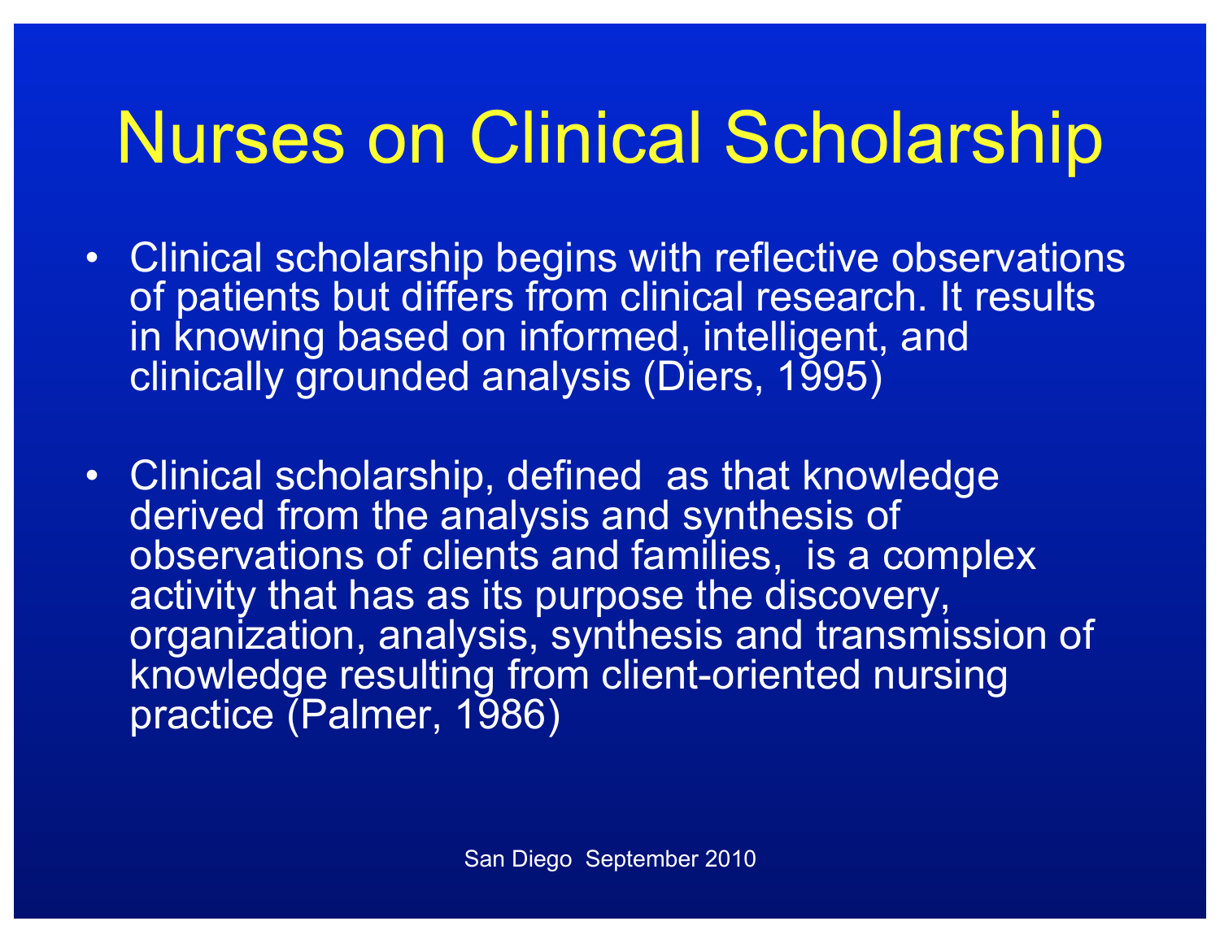# Nurses on Clinical Scholarship

- Clinical scholarship begins with reflective observations of patients but differs from clinical research. It results in knowing based on informed, intelligent, and clinically grounded analysis (Diers, 1995)

- Clinical scholarship, defined as that knowledge derived from the analysis and synthesis of observations of clients and families, is a complex activity that has as its purpose the discovery, organization, analysis, synthesis and transmission of knowledge resulting from client-oriented nursing practice (Palmer, 1986)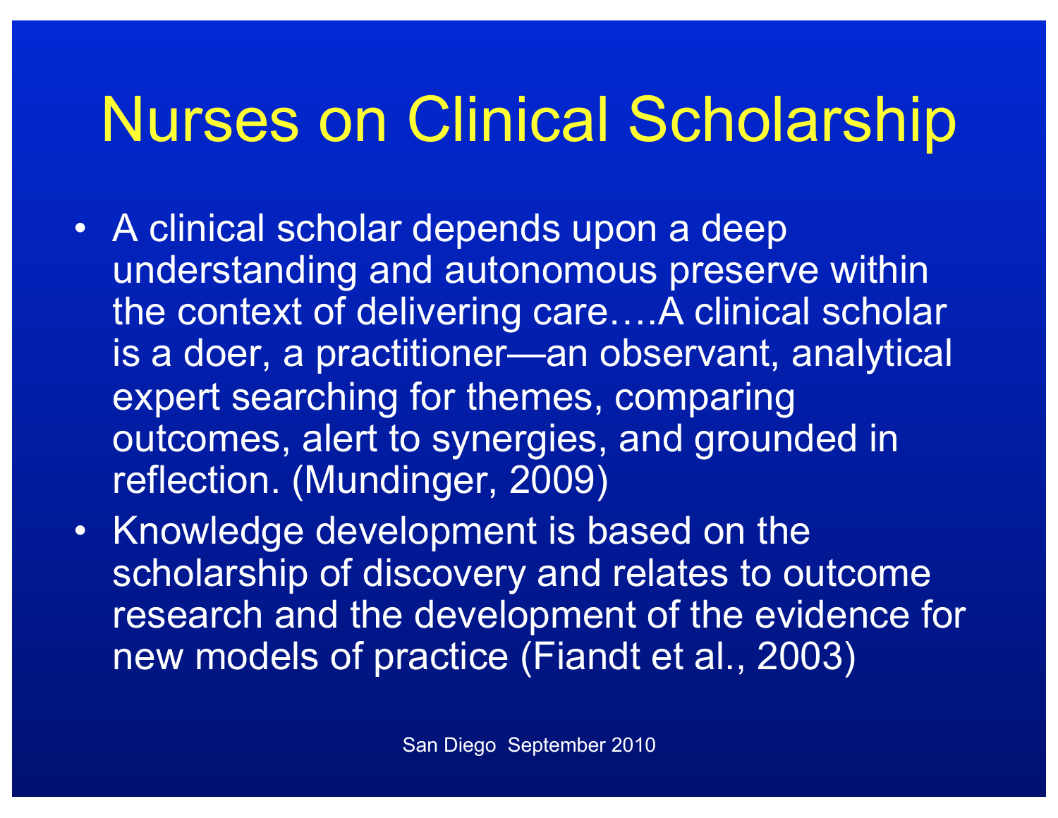# Nurses on Clinical Scholarship

- A clinical scholar depends upon a deep understanding and autonomous preserve within the context of delivering care….A clinical scholar is a doer, a practitioner—an observant, analytical expert searching for themes, comparing outcomes, alert to synergies, and grounded in reflection. (Mundinger, 2009)
- Knowledge development is based on the scholarship of discovery and relates to outcome research and the development of the evidence for new models of practice (Fiandt et al., 2003)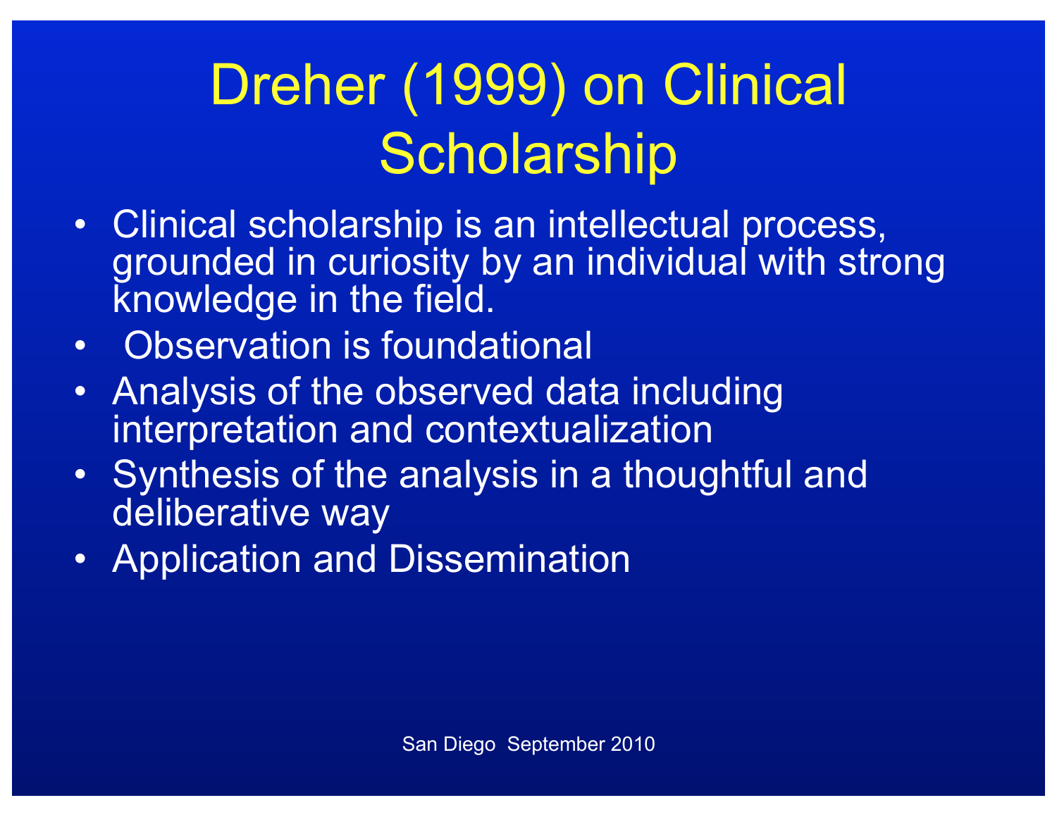# Dreher (1999) on Clinical Scholarship

- Clinical scholarship is an intellectual process, grounded in curiosity by an individual with strong knowledge in the field.
- Observation is foundational
- Analysis of the observed data including interpretation and contextualization
- Synthesis of the analysis in a thoughtful and deliberative way
- Application and Dissemination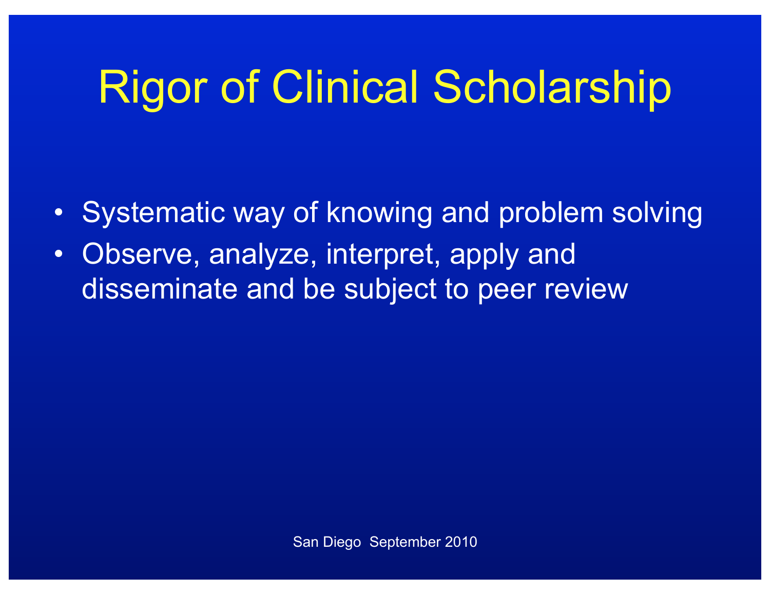# Rigor of Clinical Scholarship

- Systematic way of knowing and problem solving
- Observe, analyze, interpret, apply and disseminate and be subject to peer review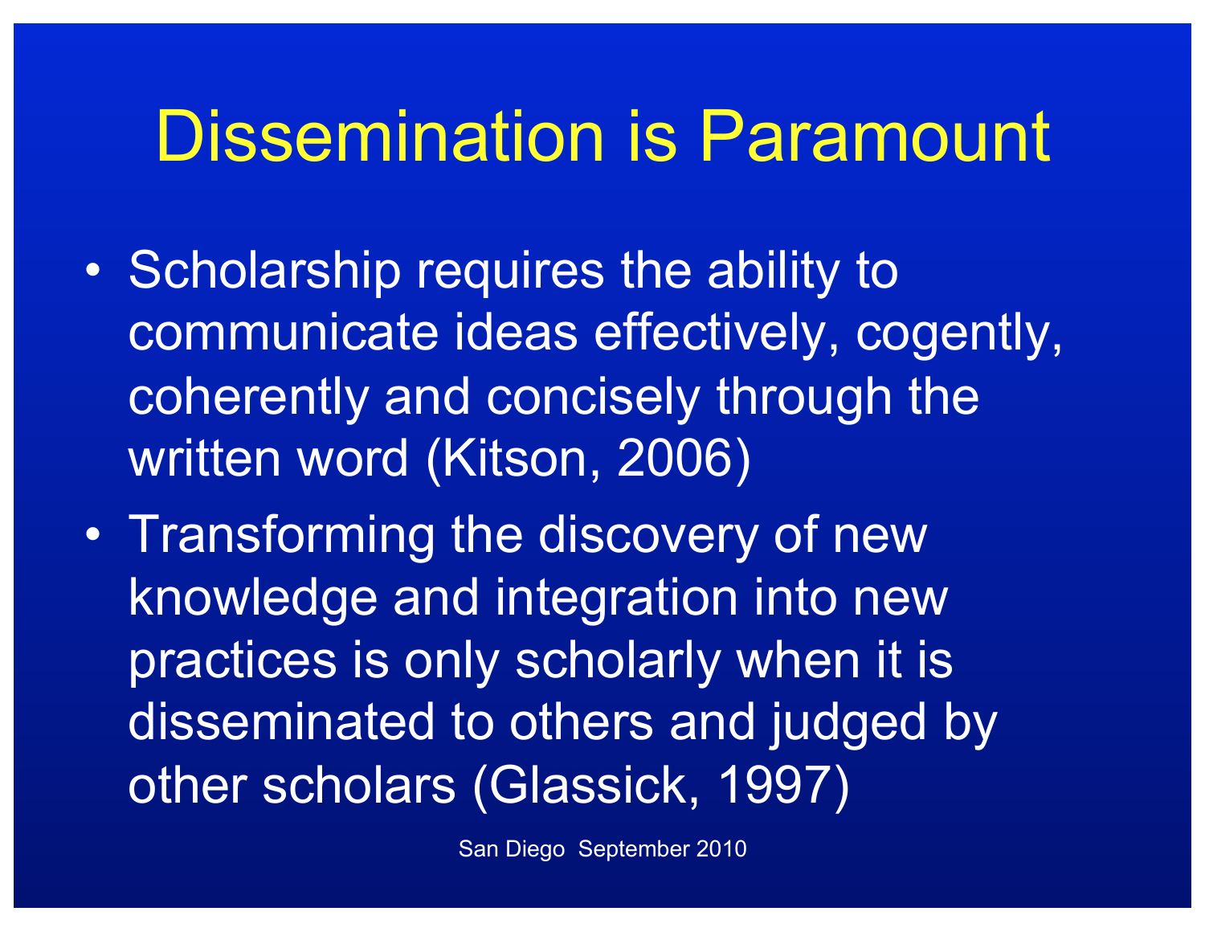# Dissemination is Paramount

- Scholarship requires the ability to communicate ideas effectively, cogently, coherently and concisely through the written word (Kitson, 2006)
- Transforming the discovery of new knowledge and integration into new practices is only scholarly when it is disseminated to others and judged by other scholars (Glassick, 1997)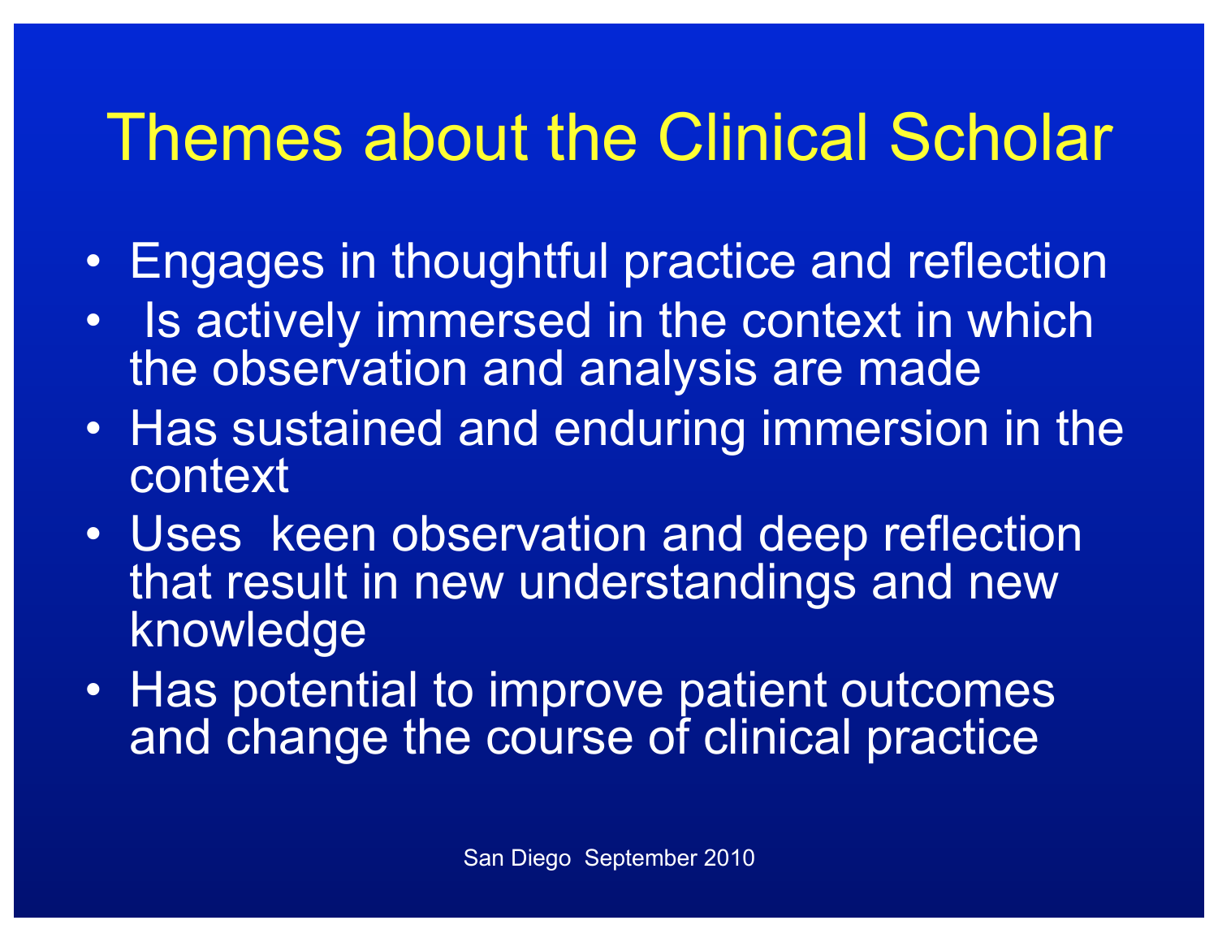# Themes about the Clinical Scholar

- Engages in thoughtful practice and reflection
- Is actively immersed in the context in which the observation and analysis are made
- Has sustained and enduring immersion in the context
- Uses keen observation and deep reflection that result in new understandings and new knowledge
- Has potential to improve patient outcomes and change the course of clinical practice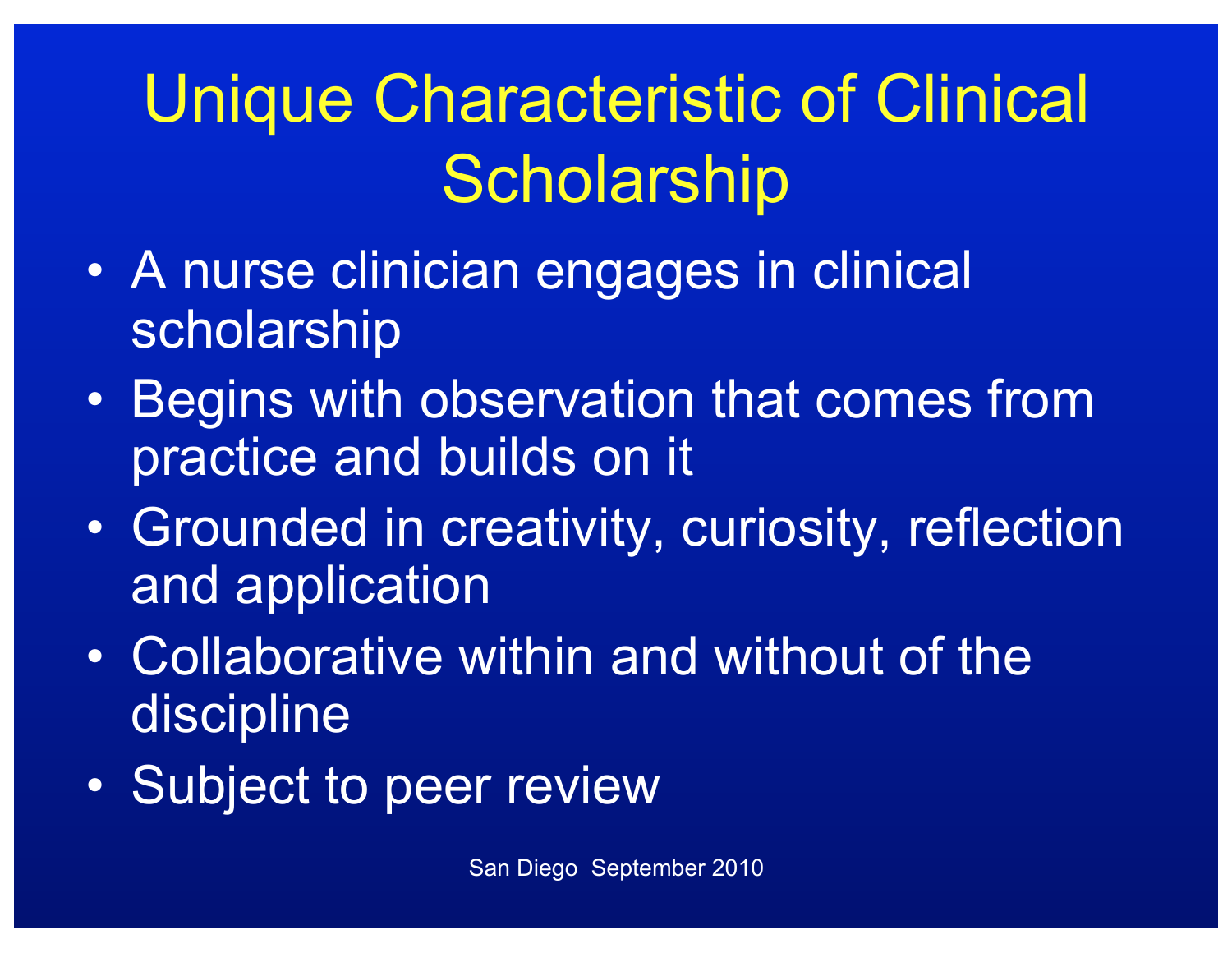# Unique Characteristic of Clinical Scholarship

- A nurse clinician engages in clinical scholarship
- Begins with observation that comes from practice and builds on it
- Grounded in creativity, curiosity, reflection and application
- Collaborative within and without of the discipline
- Subject to peer review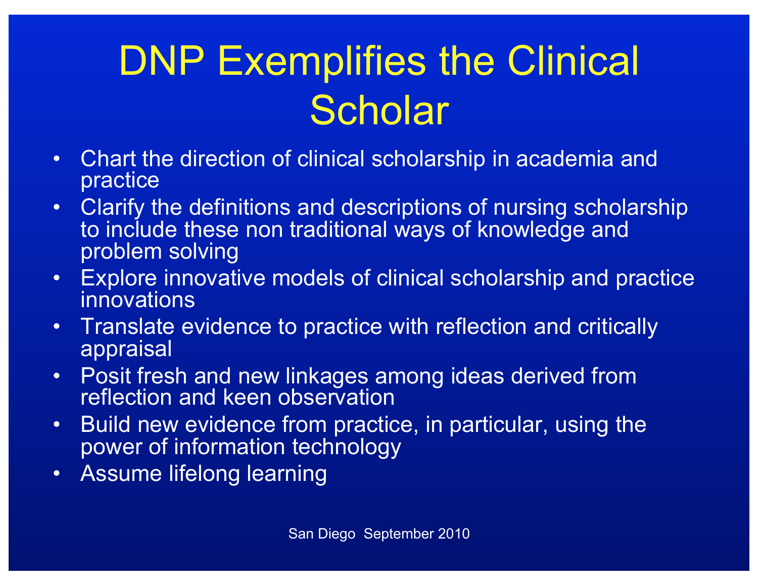# DNP Exemplifies the Clinical Scholar

- Chart the direction of clinical scholarship in academia and practice
- Clarify the definitions and descriptions of nursing scholarship to include these non traditional ways of knowledge and problem solving
- Explore innovative models of clinical scholarship and practice innovations
- Translate evidence to practice with reflection and critically appraisal
- Posit fresh and new linkages among ideas derived from reflection and keen observation
- Build new evidence from practice, in particular, using the power of information technology
- Assume lifelong learning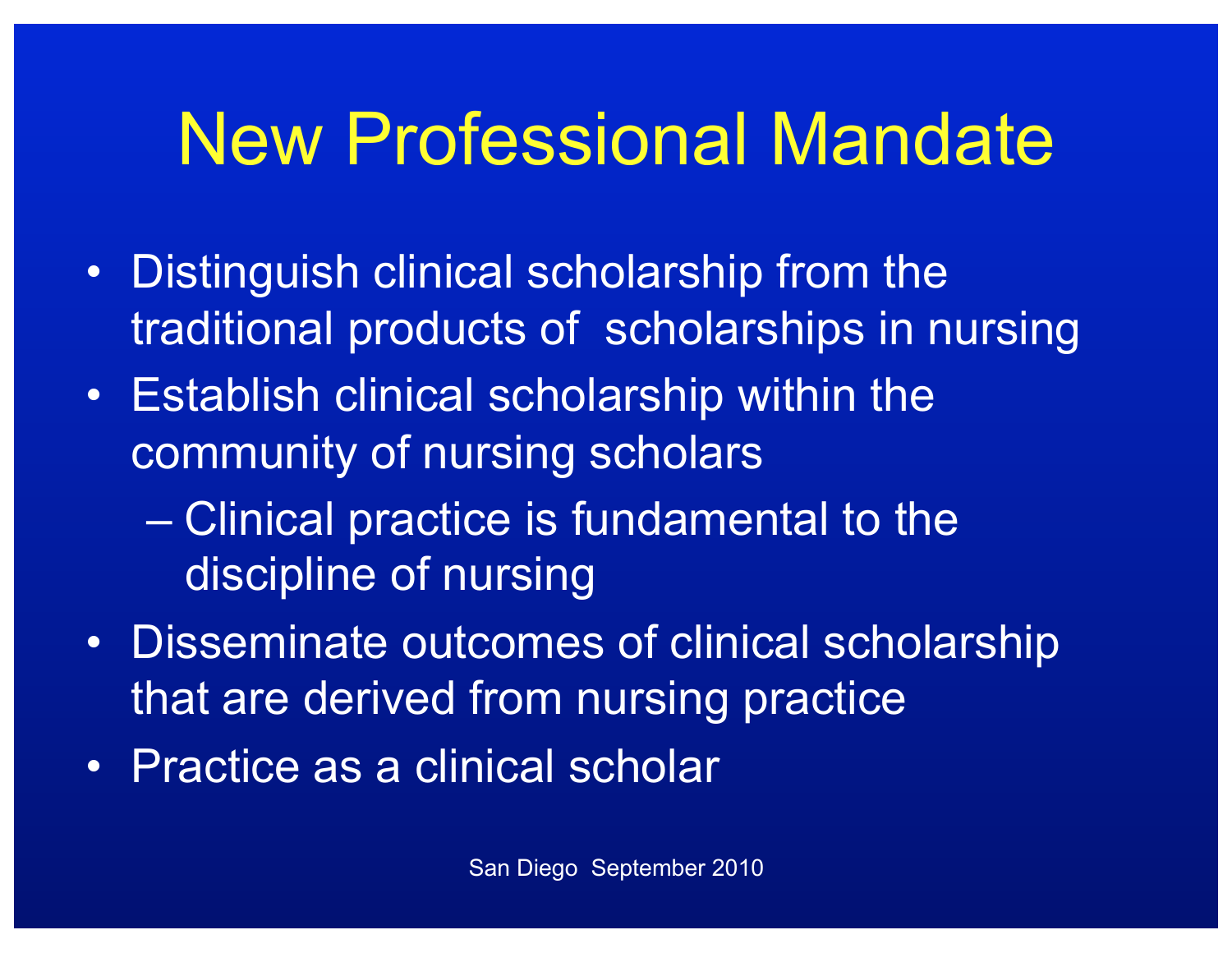# New Professional Mandate

- Distinguish clinical scholarship from the traditional products of scholarships in nursing
- Establish clinical scholarship within the community of nursing scholars
  - Clinical practice is fundamental to the discipline of nursing
- Disseminate outcomes of clinical scholarship that are derived from nursing practice
- Practice as a clinical scholar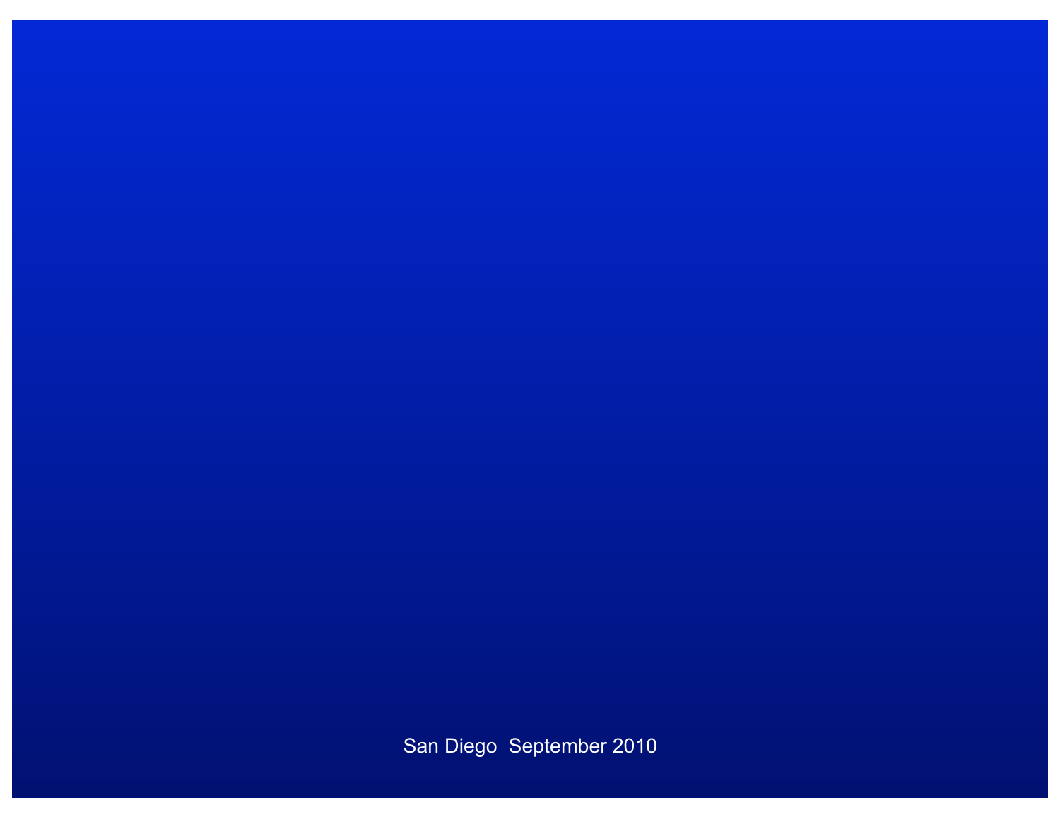San Diego  September 2010